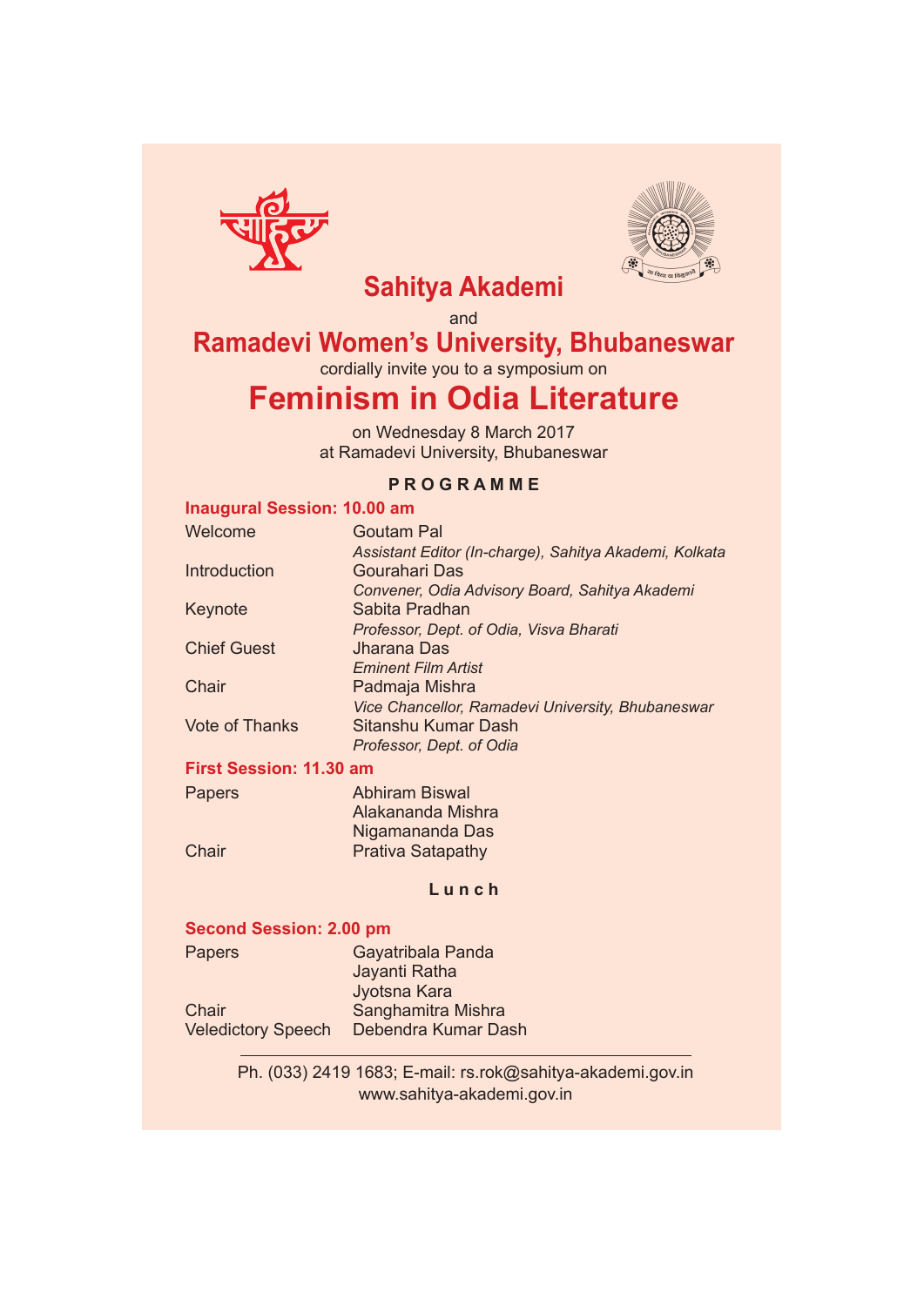# Sahitya Akademi

and

## Ramadevi Women's University, Bhubaneswar

cordially invite you to a symposium on

# Feminism in Odia Literature

on Wednesday 8 March 2017
at Ramadevi University, Bhubaneswar

### PROGRAMME

**Inaugural Session: 10.00 am**

| | |
|---|---|
| Welcome | Goutam Pal<br>*Assistant Editor (In-charge), Sahitya Akademi, Kolkata* |
| Introduction | Gourahari Das<br>*Convener, Odia Advisory Board, Sahitya Akademi* |
| Keynote | Sabita Pradhan<br>*Professor, Dept. of Odia, Visva Bharati* |
| Chief Guest | Jharana Das<br>*Eminent Film Artist* |
| Chair | Padmaja Mishra<br>*Vice Chancellor, Ramadevi University, Bhubaneswar* |
| Vote of Thanks | Sitanshu Kumar Dash<br>*Professor, Dept. of Odia* |

**First Session: 11.30 am**

| | |
|---|---|
| Papers | Abhiram Biswal<br>Alakananda Mishra<br>Nigamananda Das |
| Chair | Prativa Satapathy |

**Lunch**

**Second Session: 2.00 pm**

| | |
|---|---|
| Papers | Gayatribala Panda<br>Jayanti Ratha<br>Jyotsna Kara |
| Chair | Sanghamitra Mishra |
| Veledictory Speech | Debendra Kumar Dash |

---

Ph. (033) 2419 1683; E-mail: rs.rok@sahitya-akademi.gov.in
www.sahitya-akademi.gov.in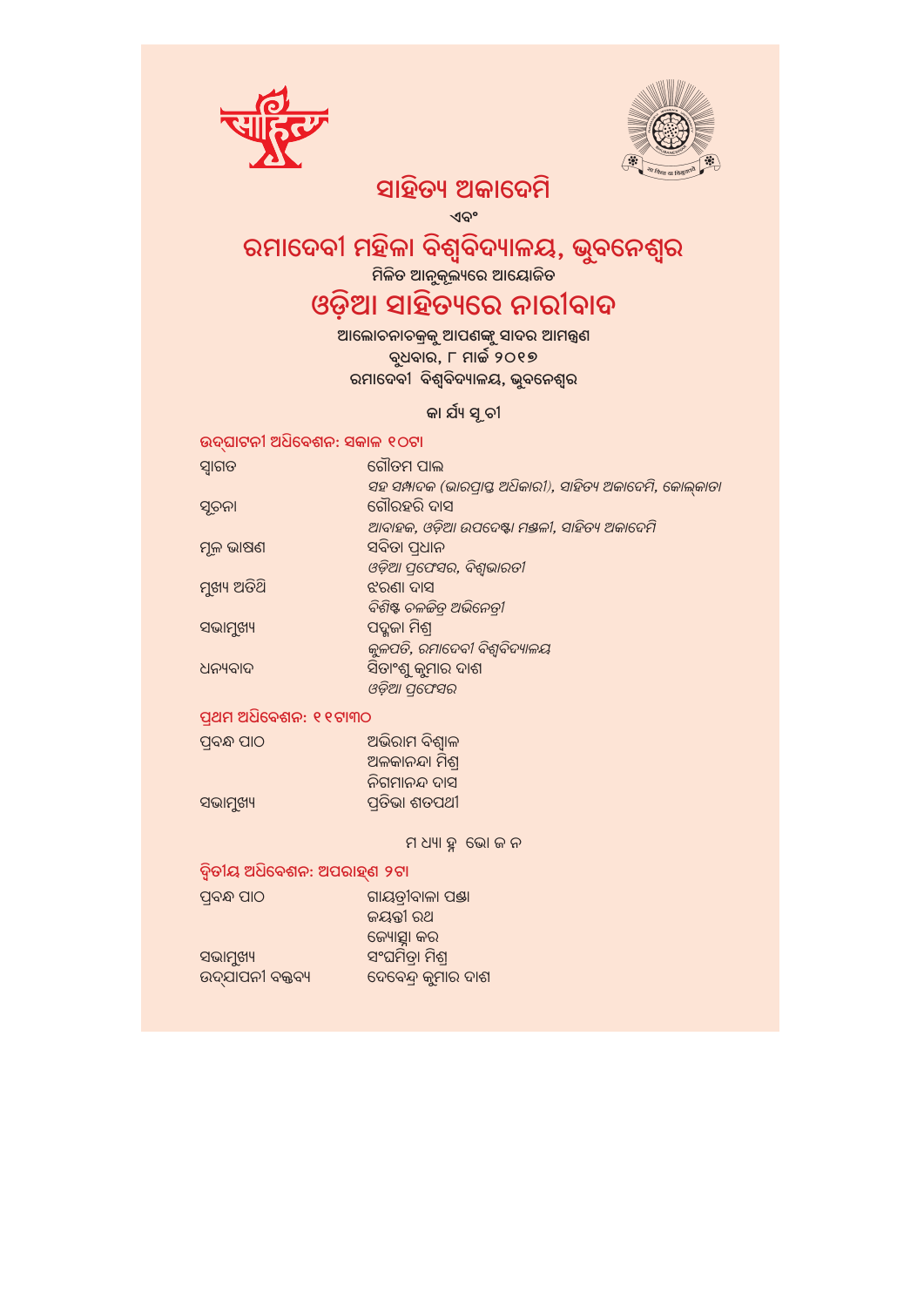# ସାହିତ୍ୟ ଅକାଦେମି

ଏବଂ

# ରମାଦେବୀ ମହିଳା ବିଶ୍ୱବିଦ୍ୟାଳୟ, ଭୁବନେଶ୍ୱର

ମିଳିତ ଆନୁକୂଲ୍ୟରେ ଆୟୋଜିତ

# ଓଡ଼ିଆ ସାହିତ୍ୟରେ ନାରୀବାଦ

ଆଲୋଚନାଚକ୍ରକୁ ଆପଣଙ୍କୁ ସାଦର ଆମନ୍ତ୍ରଣ

ବୁଧବାର, ୮ ମାର୍ଚ୍ଚ ୨୦୧୭

ରମାଦେବୀ ବିଶ୍ୱବିଦ୍ୟାଳୟ, ଭୁବନେଶ୍ୱର

## କା ର୍ଯ୍ୟ ସୂ ଚୀ

### ଉଦ୍‌ଘାଟନୀ ଅଧିବେଶନ: ସକାଳ ୧୦ଟା

| | |
|---|---|
| ସ୍ୱାଗତ | ଗୌତମ ପାଲ<br>*ସହ ସମ୍ପାଦକ (ଭାରପ୍ରାପ୍ତ ଅଧିକାରୀ), ସାହିତ୍ୟ ଅକାଦେମି, କୋଲ୍‌କାତା* |
| ସୂଚନା | ଗୌରହରି ଦାସ<br>*ଆବାହକ, ଓଡ଼ିଆ ଉପଦେଷ୍ଟା ମଣ୍ଡଳୀ, ସାହିତ୍ୟ ଅକାଦେମି* |
| ମୂଳ ଭାଷଣ | ସବିତା ପ୍ରଧାନ<br>*ଓଡ଼ିଆ ପ୍ରଫେସର, ବିଶ୍ୱଭାରତୀ* |
| ମୁଖ୍ୟ ଅତିଥି | ଝରଣା ଦାସ<br>*ବିଶିଷ୍ଟ ଚଳଚ୍ଚିତ୍ର ଅଭିନେତ୍ରୀ* |
| ସଭାମୁଖ୍ୟ | ପଦ୍ମଜା ମିଶ୍ର<br>*କୁଳପତି, ରମାଦେବୀ ବିଶ୍ୱବିଦ୍ୟାଳୟ* |
| ଧନ୍ୟବାଦ | ସିତାଂଶୁ କୁମାର ଦାଶ<br>*ଓଡ଼ିଆ ପ୍ରଫେସର* |

### ପ୍ରଥମ ଅଧିବେଶନ: ୧୧ଟା୩୦

| | |
|---|---|
| ପ୍ରବନ୍ଧ ପାଠ | ଅଭିରାମ ବିଶ୍ୱାଳ<br>ଅଳକାନନ୍ଦା ମିଶ୍ର<br>ନିଗମାନନ୍ଦ ଦାସ |
| ସଭାମୁଖ୍ୟ | ପ୍ରତିଭା ଶତପଥୀ |

ମ ଧ୍ୟା ହ୍ନ ଭୋ ଜ ନ

### ଦ୍ୱିତୀୟ ଅଧିବେଶନ: ଅପରାହ୍ଣ ୨ଟା

| | |
|---|---|
| ପ୍ରବନ୍ଧ ପାଠ | ଗାୟତ୍ରୀବାଳା ପଣ୍ଡା<br>ଜୟନ୍ତୀ ରଥ<br>ଜ୍ୟୋତ୍ସ୍ନା କର |
| ସଭାମୁଖ୍ୟ | ସଂଘମିତ୍ରା ମିଶ୍ର |
| ଉଦ୍‌ଯାପନୀ ବକ୍ତବ୍ୟ | ଦେବେନ୍ଦ୍ର କୁମାର ଦାଶ |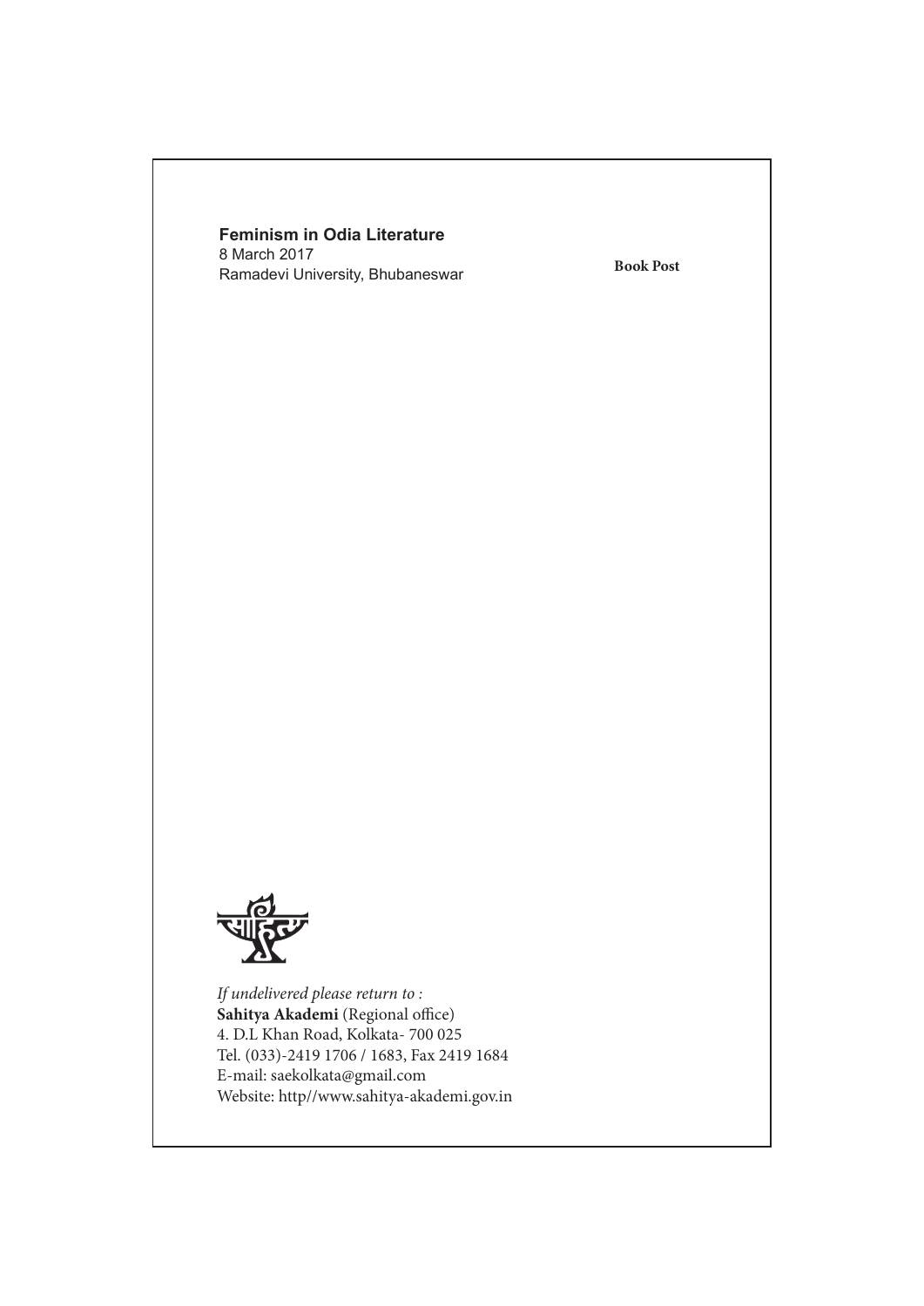**Feminism in Odia Literature**
8 March 2017
Ramadevi University, Bhubaneswar

**Book Post**

*If undelivered please return to :*
**Sahitya Akademi** (Regional office)
4. D.L Khan Road, Kolkata- 700 025
Tel. (033)-2419 1706 / 1683, Fax 2419 1684
E-mail: saekolkata@gmail.com
Website: http//www.sahitya-akademi.gov.in